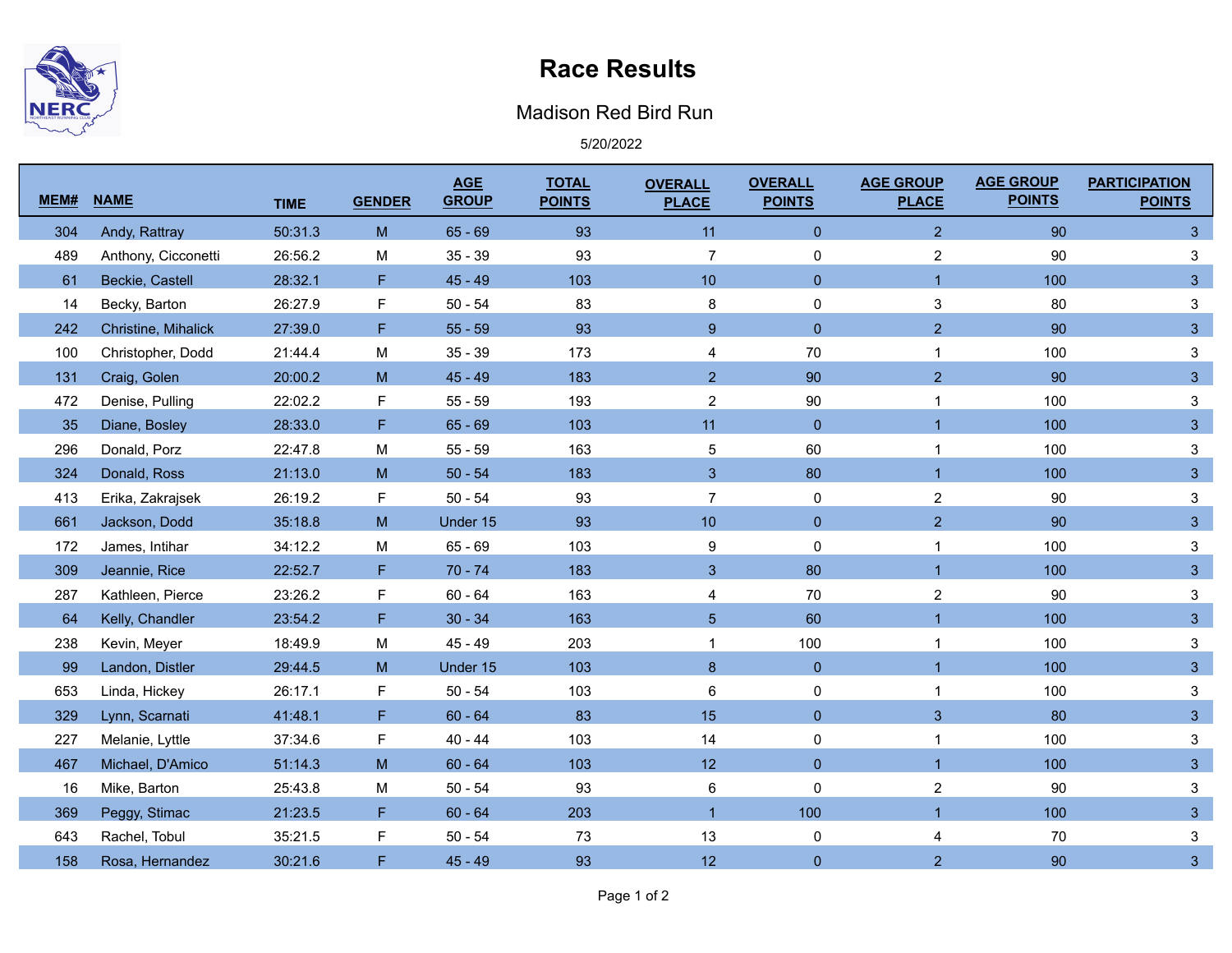# Race Results

## Madison Red Bird Run

5/20/2022

| MEM# | NAME | TIME | GENDER | AGE GROUP | TOTAL POINTS | OVERALL PLACE | OVERALL POINTS | AGE GROUP PLACE | AGE GROUP POINTS | PARTICIPATION POINTS |
|---|---|---|---|---|---|---|---|---|---|---|
| 304 | Andy, Rattray | 50:31.3 | M | 65 - 69 | 93 | 11 | 0 | 2 | 90 | 3 |
| 489 | Anthony, Cicconetti | 26:56.2 | M | 35 - 39 | 93 | 7 | 0 | 2 | 90 | 3 |
| 61 | Beckie, Castell | 28:32.1 | F | 45 - 49 | 103 | 10 | 0 | 1 | 100 | 3 |
| 14 | Becky, Barton | 26:27.9 | F | 50 - 54 | 83 | 8 | 0 | 3 | 80 | 3 |
| 242 | Christine, Mihalick | 27:39.0 | F | 55 - 59 | 93 | 9 | 0 | 2 | 90 | 3 |
| 100 | Christopher, Dodd | 21:44.4 | M | 35 - 39 | 173 | 4 | 70 | 1 | 100 | 3 |
| 131 | Craig, Golen | 20:00.2 | M | 45 - 49 | 183 | 2 | 90 | 2 | 90 | 3 |
| 472 | Denise, Pulling | 22:02.2 | F | 55 - 59 | 193 | 2 | 90 | 1 | 100 | 3 |
| 35 | Diane, Bosley | 28:33.0 | F | 65 - 69 | 103 | 11 | 0 | 1 | 100 | 3 |
| 296 | Donald, Porz | 22:47.8 | M | 55 - 59 | 163 | 5 | 60 | 1 | 100 | 3 |
| 324 | Donald, Ross | 21:13.0 | M | 50 - 54 | 183 | 3 | 80 | 1 | 100 | 3 |
| 413 | Erika, Zakrajsek | 26:19.2 | F | 50 - 54 | 93 | 7 | 0 | 2 | 90 | 3 |
| 661 | Jackson, Dodd | 35:18.8 | M | Under 15 | 93 | 10 | 0 | 2 | 90 | 3 |
| 172 | James, Intihar | 34:12.2 | M | 65 - 69 | 103 | 9 | 0 | 1 | 100 | 3 |
| 309 | Jeannie, Rice | 22:52.7 | F | 70 - 74 | 183 | 3 | 80 | 1 | 100 | 3 |
| 287 | Kathleen, Pierce | 23:26.2 | F | 60 - 64 | 163 | 4 | 70 | 2 | 90 | 3 |
| 64 | Kelly, Chandler | 23:54.2 | F | 30 - 34 | 163 | 5 | 60 | 1 | 100 | 3 |
| 238 | Kevin, Meyer | 18:49.9 | M | 45 - 49 | 203 | 1 | 100 | 1 | 100 | 3 |
| 99 | Landon, Distler | 29:44.5 | M | Under 15 | 103 | 8 | 0 | 1 | 100 | 3 |
| 653 | Linda, Hickey | 26:17.1 | F | 50 - 54 | 103 | 6 | 0 | 1 | 100 | 3 |
| 329 | Lynn, Scarnati | 41:48.1 | F | 60 - 64 | 83 | 15 | 0 | 3 | 80 | 3 |
| 227 | Melanie, Lyttle | 37:34.6 | F | 40 - 44 | 103 | 14 | 0 | 1 | 100 | 3 |
| 467 | Michael, D'Amico | 51:14.3 | M | 60 - 64 | 103 | 12 | 0 | 1 | 100 | 3 |
| 16 | Mike, Barton | 25:43.8 | M | 50 - 54 | 93 | 6 | 0 | 2 | 90 | 3 |
| 369 | Peggy, Stimac | 21:23.5 | F | 60 - 64 | 203 | 1 | 100 | 1 | 100 | 3 |
| 643 | Rachel, Tobul | 35:21.5 | F | 50 - 54 | 73 | 13 | 0 | 4 | 70 | 3 |
| 158 | Rosa, Hernandez | 30:21.6 | F | 45 - 49 | 93 | 12 | 0 | 2 | 90 | 3 |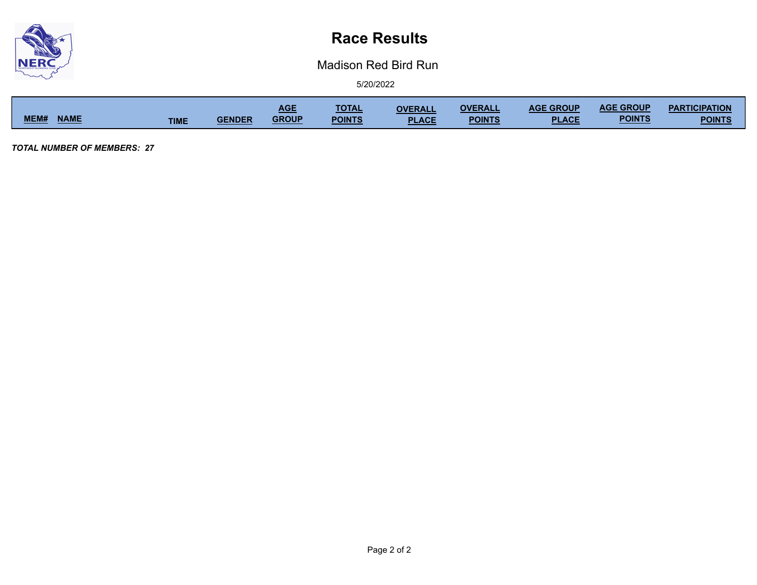# Race Results

## Madison Red Bird Run

5/20/2022

| MEM# | NAME | TIME | GENDER | AGE GROUP | TOTAL POINTS | OVERALL PLACE | OVERALL POINTS | AGE GROUP PLACE | AGE GROUP POINTS | PARTICIPATION POINTS |
|---|---|---|---|---|---|---|---|---|---|---|

***TOTAL NUMBER OF MEMBERS: 27***